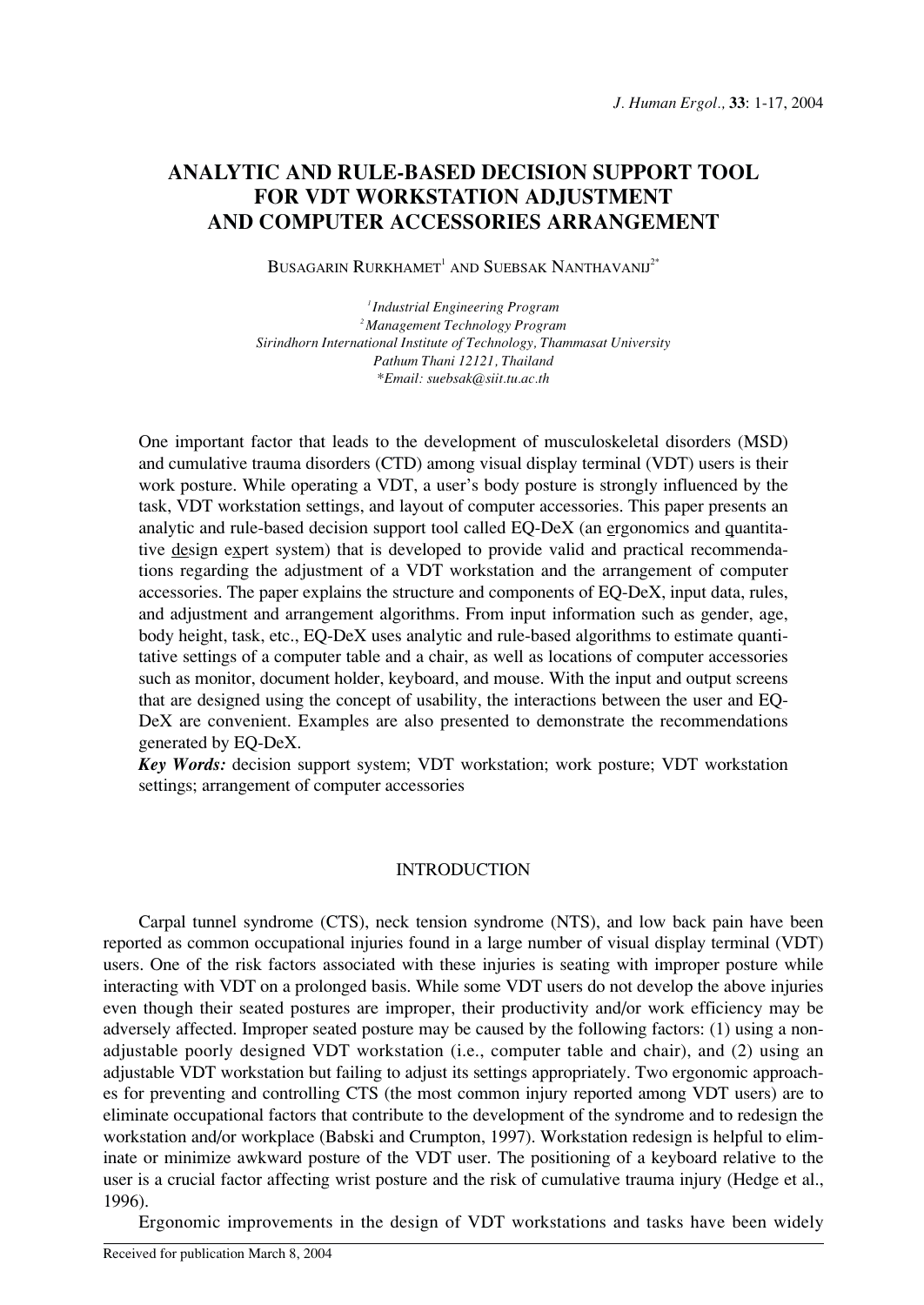# ANALYTIC AND RULE-BASED DECISION SUPPORT TOOL FOR VDT WORKSTATION ADJUSTMENT AND COMPUTER ACCESSORIES ARRANGEMENT

BUSAGARIN RURKHAMET[1] AND SUEBSAK NANTHAVANIJ[2*]

*[1]Industrial Engineering Program*
*[2]Management Technology Program*
*Sirindhorn International Institute of Technology, Thammasat University*
*Pathum Thani 12121, Thailand*
*\*Email: suebsak@siit.tu.ac.th*

One important factor that leads to the development of musculoskeletal disorders (MSD) and cumulative trauma disorders (CTD) among visual display terminal (VDT) users is their work posture. While operating a VDT, a user's body posture is strongly influenced by the task, VDT workstation settings, and layout of computer accessories. This paper presents an analytic and rule-based decision support tool called EQ-DeX (an ergonomics and quantitative design expert system) that is developed to provide valid and practical recommendations regarding the adjustment of a VDT workstation and the arrangement of computer accessories. The paper explains the structure and components of EQ-DeX, input data, rules, and adjustment and arrangement algorithms. From input information such as gender, age, body height, task, etc., EQ-DeX uses analytic and rule-based algorithms to estimate quantitative settings of a computer table and a chair, as well as locations of computer accessories such as monitor, document holder, keyboard, and mouse. With the input and output screens that are designed using the concept of usability, the interactions between the user and EQ-DeX are convenient. Examples are also presented to demonstrate the recommendations generated by EQ-DeX.

***Key Words:*** decision support system; VDT workstation; work posture; VDT workstation settings; arrangement of computer accessories

## INTRODUCTION

Carpal tunnel syndrome (CTS), neck tension syndrome (NTS), and low back pain have been reported as common occupational injuries found in a large number of visual display terminal (VDT) users. One of the risk factors associated with these injuries is seating with improper posture while interacting with VDT on a prolonged basis. While some VDT users do not develop the above injuries even though their seated postures are improper, their productivity and/or work efficiency may be adversely affected. Improper seated posture may be caused by the following factors: (1) using a non-adjustable poorly designed VDT workstation (i.e., computer table and chair), and (2) using an adjustable VDT workstation but failing to adjust its settings appropriately. Two ergonomic approaches for preventing and controlling CTS (the most common injury reported among VDT users) are to eliminate occupational factors that contribute to the development of the syndrome and to redesign the workstation and/or workplace (Babski and Crumpton, 1997). Workstation redesign is helpful to eliminate or minimize awkward posture of the VDT user. The positioning of a keyboard relative to the user is a crucial factor affecting wrist posture and the risk of cumulative trauma injury (Hedge et al., 1996).

Ergonomic improvements in the design of VDT workstations and tasks have been widely

Received for publication March 8, 2004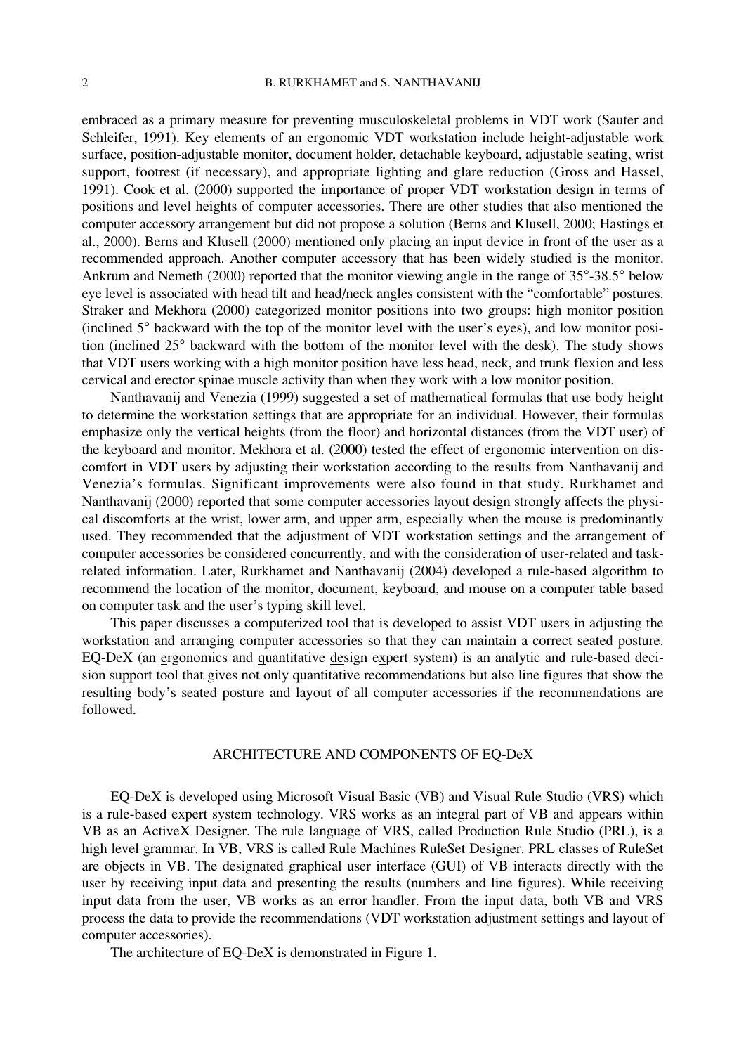embraced as a primary measure for preventing musculoskeletal problems in VDT work (Sauter and Schleifer, 1991). Key elements of an ergonomic VDT workstation include height-adjustable work surface, position-adjustable monitor, document holder, detachable keyboard, adjustable seating, wrist support, footrest (if necessary), and appropriate lighting and glare reduction (Gross and Hassel, 1991). Cook et al. (2000) supported the importance of proper VDT workstation design in terms of positions and level heights of computer accessories. There are other studies that also mentioned the computer accessory arrangement but did not propose a solution (Berns and Klusell, 2000; Hastings et al., 2000). Berns and Klusell (2000) mentioned only placing an input device in front of the user as a recommended approach. Another computer accessory that has been widely studied is the monitor. Ankrum and Nemeth (2000) reported that the monitor viewing angle in the range of 35°-38.5° below eye level is associated with head tilt and head/neck angles consistent with the "comfortable" postures. Straker and Mekhora (2000) categorized monitor positions into two groups: high monitor position (inclined 5° backward with the top of the monitor level with the user's eyes), and low monitor position (inclined 25° backward with the bottom of the monitor level with the desk). The study shows that VDT users working with a high monitor position have less head, neck, and trunk flexion and less cervical and erector spinae muscle activity than when they work with a low monitor position.

Nanthavanij and Venezia (1999) suggested a set of mathematical formulas that use body height to determine the workstation settings that are appropriate for an individual. However, their formulas emphasize only the vertical heights (from the floor) and horizontal distances (from the VDT user) of the keyboard and monitor. Mekhora et al. (2000) tested the effect of ergonomic intervention on discomfort in VDT users by adjusting their workstation according to the results from Nanthavanij and Venezia's formulas. Significant improvements were also found in that study. Rurkhamet and Nanthavanij (2000) reported that some computer accessories layout design strongly affects the physical discomforts at the wrist, lower arm, and upper arm, especially when the mouse is predominantly used. They recommended that the adjustment of VDT workstation settings and the arrangement of computer accessories be considered concurrently, and with the consideration of user-related and task-related information. Later, Rurkhamet and Nanthavanij (2004) developed a rule-based algorithm to recommend the location of the monitor, document, keyboard, and mouse on a computer table based on computer task and the user's typing skill level.

This paper discusses a computerized tool that is developed to assist VDT users in adjusting the workstation and arranging computer accessories so that they can maintain a correct seated posture. EQ-DeX (an ergonomics and quantitative design expert system) is an analytic and rule-based decision support tool that gives not only quantitative recommendations but also line figures that show the resulting body's seated posture and layout of all computer accessories if the recommendations are followed.

## ARCHITECTURE AND COMPONENTS OF EQ-DeX

EQ-DeX is developed using Microsoft Visual Basic (VB) and Visual Rule Studio (VRS) which is a rule-based expert system technology. VRS works as an integral part of VB and appears within VB as an ActiveX Designer. The rule language of VRS, called Production Rule Studio (PRL), is a high level grammar. In VB, VRS is called Rule Machines RuleSet Designer. PRL classes of RuleSet are objects in VB. The designated graphical user interface (GUI) of VB interacts directly with the user by receiving input data and presenting the results (numbers and line figures). While receiving input data from the user, VB works as an error handler. From the input data, both VB and VRS process the data to provide the recommendations (VDT workstation adjustment settings and layout of computer accessories).

The architecture of EQ-DeX is demonstrated in Figure 1.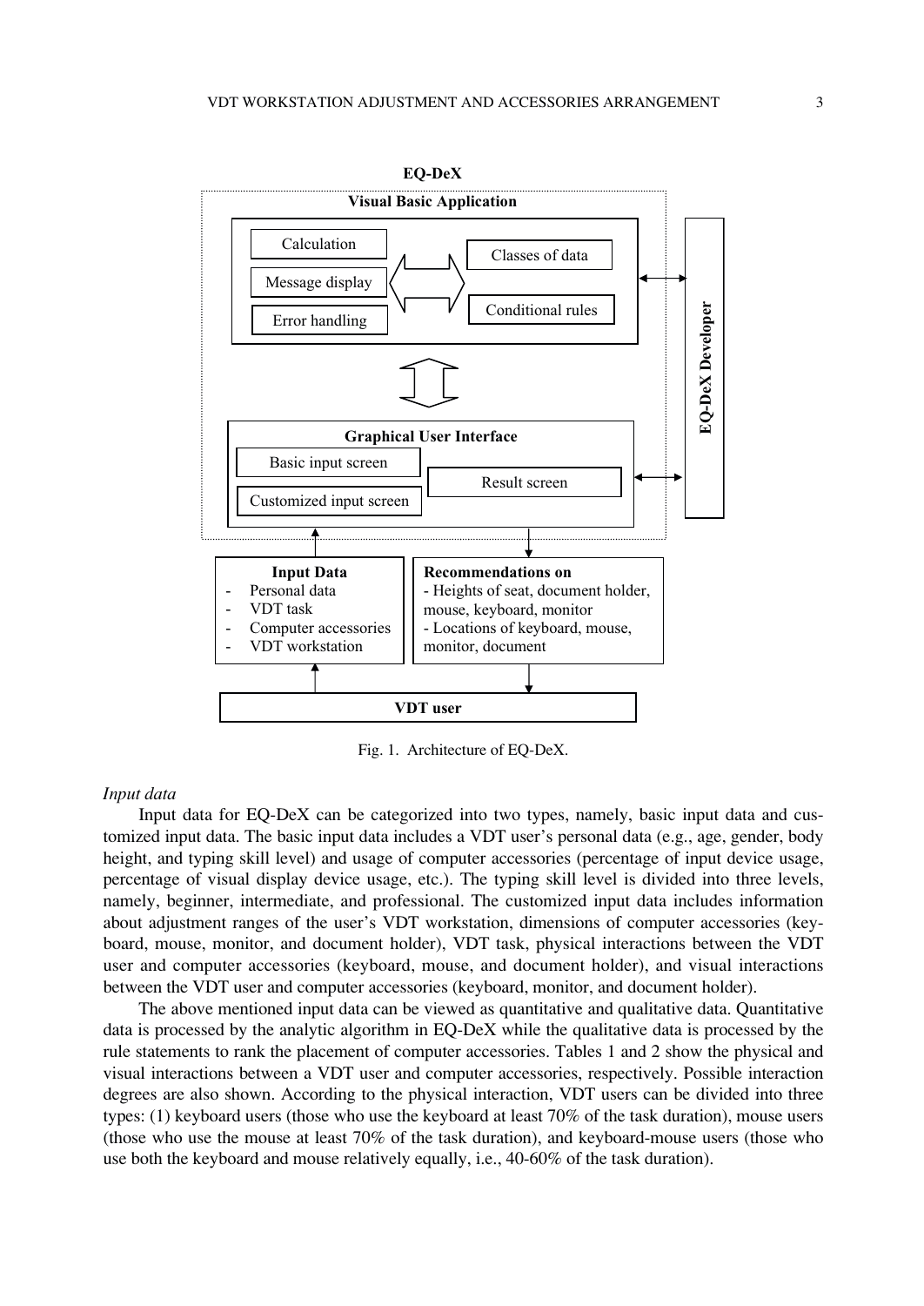Fig. 1. Architecture of EQ-DeX.

*Input data*

Input data for EQ-DeX can be categorized into two types, namely, basic input data and customized input data. The basic input data includes a VDT user's personal data (e.g., age, gender, body height, and typing skill level) and usage of computer accessories (percentage of input device usage, percentage of visual display device usage, etc.). The typing skill level is divided into three levels, namely, beginner, intermediate, and professional. The customized input data includes information about adjustment ranges of the user's VDT workstation, dimensions of computer accessories (keyboard, mouse, monitor, and document holder), VDT task, physical interactions between the VDT user and computer accessories (keyboard, mouse, and document holder), and visual interactions between the VDT user and computer accessories (keyboard, monitor, and document holder).

The above mentioned input data can be viewed as quantitative and qualitative data. Quantitative data is processed by the analytic algorithm in EQ-DeX while the qualitative data is processed by the rule statements to rank the placement of computer accessories. Tables 1 and 2 show the physical and visual interactions between a VDT user and computer accessories, respectively. Possible interaction degrees are also shown. According to the physical interaction, VDT users can be divided into three types: (1) keyboard users (those who use the keyboard at least 70% of the task duration), mouse users (those who use the mouse at least 70% of the task duration), and keyboard-mouse users (those who use both the keyboard and mouse relatively equally, i.e., 40-60% of the task duration).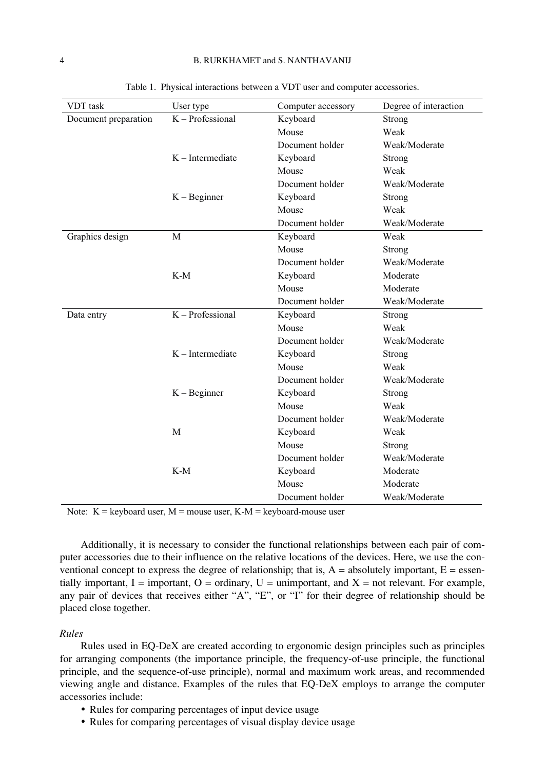Table 1. Physical interactions between a VDT user and computer accessories.

| VDT task | User type | Computer accessory | Degree of interaction |
|---|---|---|---|
| Document preparation | K – Professional | Keyboard | Strong |
| | | Mouse | Weak |
| | | Document holder | Weak/Moderate |
| | K – Intermediate | Keyboard | Strong |
| | | Mouse | Weak |
| | | Document holder | Weak/Moderate |
| | K – Beginner | Keyboard | Strong |
| | | Mouse | Weak |
| | | Document holder | Weak/Moderate |
| Graphics design | M | Keyboard | Weak |
| | | Mouse | Strong |
| | | Document holder | Weak/Moderate |
| | K-M | Keyboard | Moderate |
| | | Mouse | Moderate |
| | | Document holder | Weak/Moderate |
| Data entry | K – Professional | Keyboard | Strong |
| | | Mouse | Weak |
| | | Document holder | Weak/Moderate |
| | K – Intermediate | Keyboard | Strong |
| | | Mouse | Weak |
| | | Document holder | Weak/Moderate |
| | K – Beginner | Keyboard | Strong |
| | | Mouse | Weak |
| | | Document holder | Weak/Moderate |
| | M | Keyboard | Weak |
| | | Mouse | Strong |
| | | Document holder | Weak/Moderate |
| | K-M | Keyboard | Moderate |
| | | Mouse | Moderate |
| | | Document holder | Weak/Moderate |

Note: K = keyboard user, M = mouse user, K-M = keyboard-mouse user

Additionally, it is necessary to consider the functional relationships between each pair of computer accessories due to their influence on the relative locations of the devices. Here, we use the conventional concept to express the degree of relationship; that is, A = absolutely important, E = essentially important, I = important, O = ordinary, U = unimportant, and X = not relevant. For example, any pair of devices that receives either "A", "E", or "I" for their degree of relationship should be placed close together.

*Rules*

Rules used in EQ-DeX are created according to ergonomic design principles such as principles for arranging components (the importance principle, the frequency-of-use principle, the functional principle, and the sequence-of-use principle), normal and maximum work areas, and recommended viewing angle and distance. Examples of the rules that EQ-DeX employs to arrange the computer accessories include:

- Rules for comparing percentages of input device usage
- Rules for comparing percentages of visual display device usage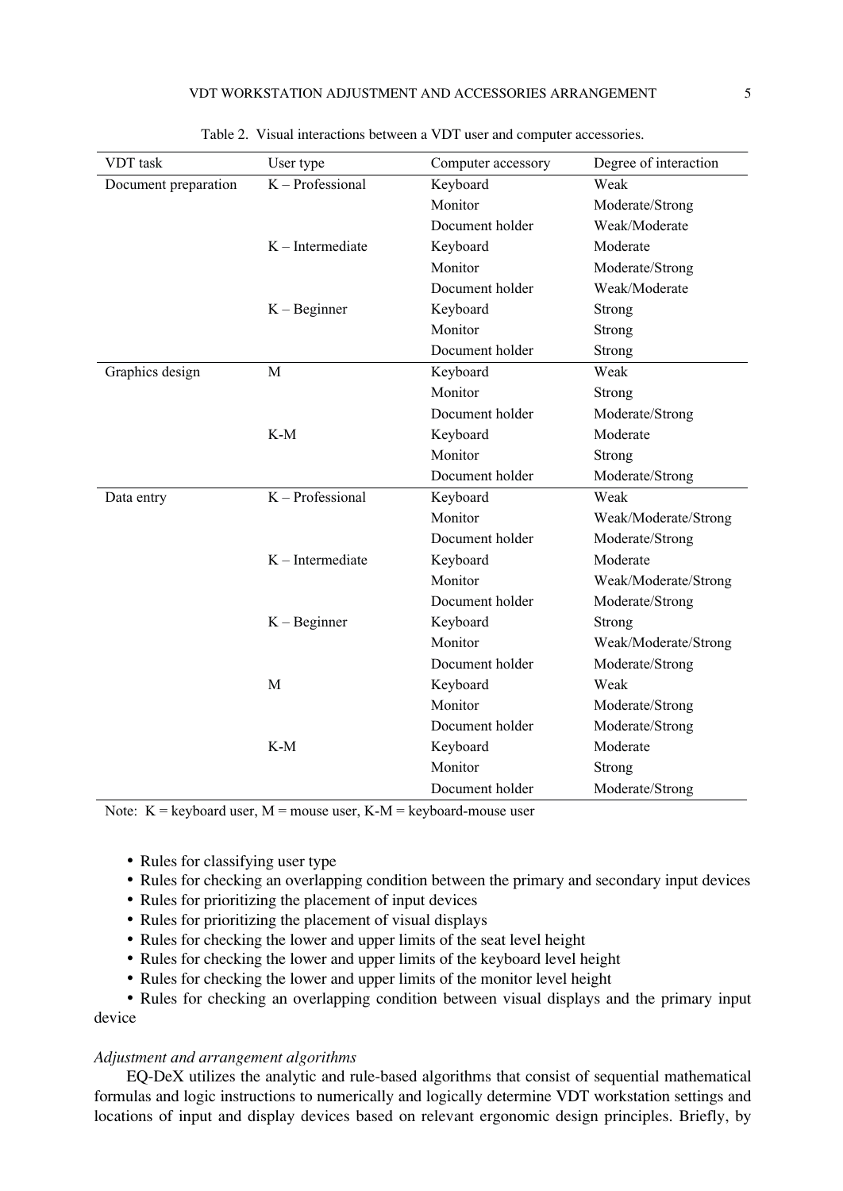Table 2. Visual interactions between a VDT user and computer accessories.

| VDT task | User type | Computer accessory | Degree of interaction |
|---|---|---|---|
| Document preparation | K – Professional | Keyboard | Weak |
| | | Monitor | Moderate/Strong |
| | | Document holder | Weak/Moderate |
| | K – Intermediate | Keyboard | Moderate |
| | | Monitor | Moderate/Strong |
| | | Document holder | Weak/Moderate |
| | K – Beginner | Keyboard | Strong |
| | | Monitor | Strong |
| | | Document holder | Strong |
| Graphics design | M | Keyboard | Weak |
| | | Monitor | Strong |
| | | Document holder | Moderate/Strong |
| | K-M | Keyboard | Moderate |
| | | Monitor | Strong |
| | | Document holder | Moderate/Strong |
| Data entry | K – Professional | Keyboard | Weak |
| | | Monitor | Weak/Moderate/Strong |
| | | Document holder | Moderate/Strong |
| | K – Intermediate | Keyboard | Moderate |
| | | Monitor | Weak/Moderate/Strong |
| | | Document holder | Moderate/Strong |
| | K – Beginner | Keyboard | Strong |
| | | Monitor | Weak/Moderate/Strong |
| | | Document holder | Moderate/Strong |
| | M | Keyboard | Weak |
| | | Monitor | Moderate/Strong |
| | | Document holder | Moderate/Strong |
| | K-M | Keyboard | Moderate |
| | | Monitor | Strong |
| | | Document holder | Moderate/Strong |

Note: K = keyboard user, M = mouse user, K-M = keyboard-mouse user

- Rules for classifying user type
- Rules for checking an overlapping condition between the primary and secondary input devices
- Rules for prioritizing the placement of input devices
- Rules for prioritizing the placement of visual displays
- Rules for checking the lower and upper limits of the seat level height
- Rules for checking the lower and upper limits of the keyboard level height
- Rules for checking the lower and upper limits of the monitor level height
- Rules for checking an overlapping condition between visual displays and the primary input device

*Adjustment and arrangement algorithms*

EQ-DeX utilizes the analytic and rule-based algorithms that consist of sequential mathematical formulas and logic instructions to numerically and logically determine VDT workstation settings and locations of input and display devices based on relevant ergonomic design principles. Briefly, by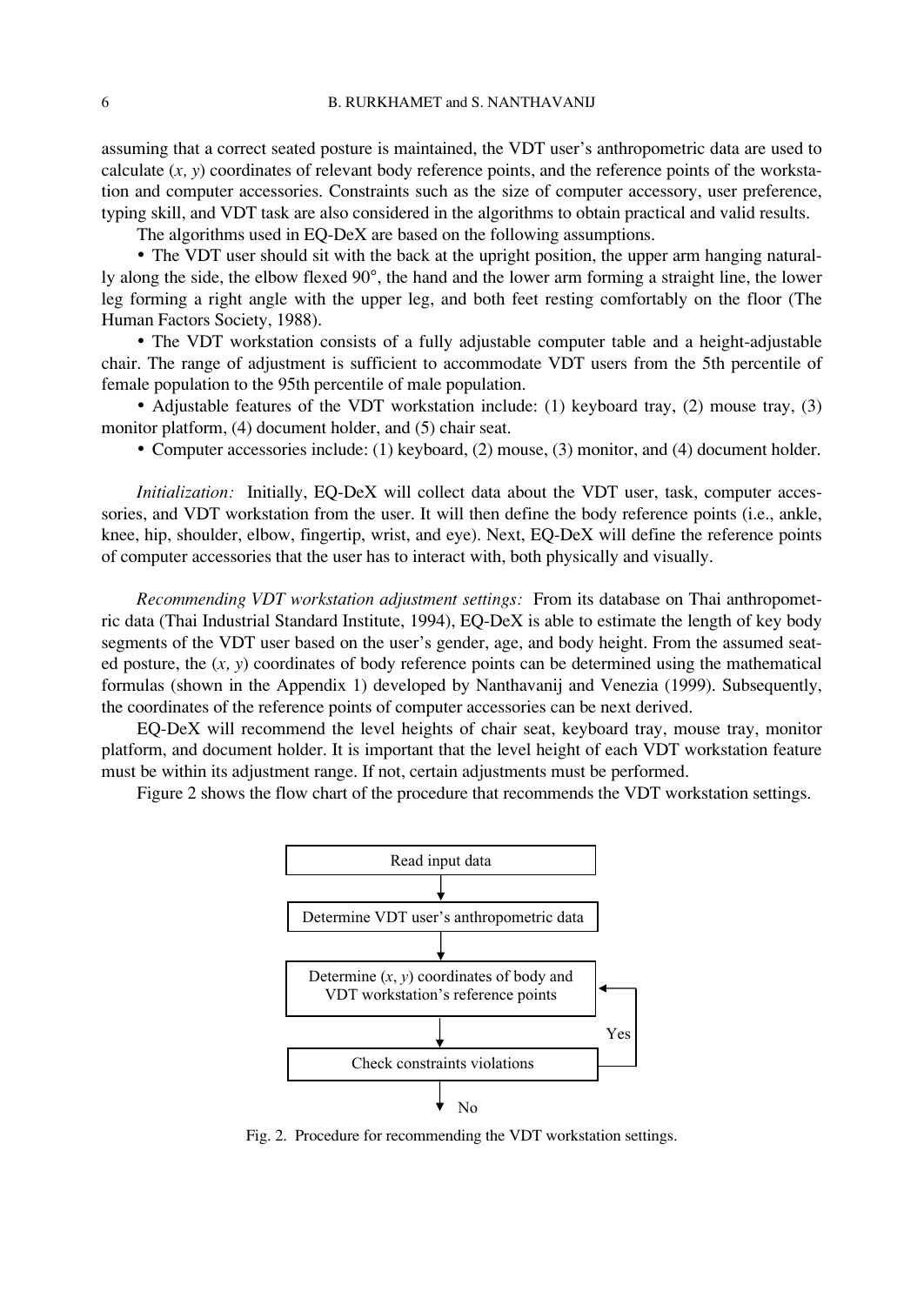assuming that a correct seated posture is maintained, the VDT user's anthropometric data are used to calculate $(x, y)$ coordinates of relevant body reference points, and the reference points of the workstation and computer accessories. Constraints such as the size of computer accessory, user preference, typing skill, and VDT task are also considered in the algorithms to obtain practical and valid results.

The algorithms used in EQ-DeX are based on the following assumptions.

- The VDT user should sit with the back at the upright position, the upper arm hanging naturally along the side, the elbow flexed 90°, the hand and the lower arm forming a straight line, the lower leg forming a right angle with the upper leg, and both feet resting comfortably on the floor (The Human Factors Society, 1988).
- The VDT workstation consists of a fully adjustable computer table and a height-adjustable chair. The range of adjustment is sufficient to accommodate VDT users from the 5th percentile of female population to the 95th percentile of male population.
- Adjustable features of the VDT workstation include: (1) keyboard tray, (2) mouse tray, (3) monitor platform, (4) document holder, and (5) chair seat.
- Computer accessories include: (1) keyboard, (2) mouse, (3) monitor, and (4) document holder.

*Initialization:* Initially, EQ-DeX will collect data about the VDT user, task, computer accessories, and VDT workstation from the user. It will then define the body reference points (i.e., ankle, knee, hip, shoulder, elbow, fingertip, wrist, and eye). Next, EQ-DeX will define the reference points of computer accessories that the user has to interact with, both physically and visually.

*Recommending VDT workstation adjustment settings:* From its database on Thai anthropometric data (Thai Industrial Standard Institute, 1994), EQ-DeX is able to estimate the length of key body segments of the VDT user based on the user's gender, age, and body height. From the assumed seated posture, the $(x, y)$ coordinates of body reference points can be determined using the mathematical formulas (shown in the Appendix 1) developed by Nanthavanij and Venezia (1999). Subsequently, the coordinates of the reference points of computer accessories can be next derived.

EQ-DeX will recommend the level heights of chair seat, keyboard tray, mouse tray, monitor platform, and document holder. It is important that the level height of each VDT workstation feature must be within its adjustment range. If not, certain adjustments must be performed.

Figure 2 shows the flow chart of the procedure that recommends the VDT workstation settings.

Read input data → Determine VDT user's anthropometric data → Determine $(x, y)$ coordinates of body and VDT workstation's reference points → Check constraints violations (Yes: return to determine coordinates; No: end)

Fig. 2. Procedure for recommending the VDT workstation settings.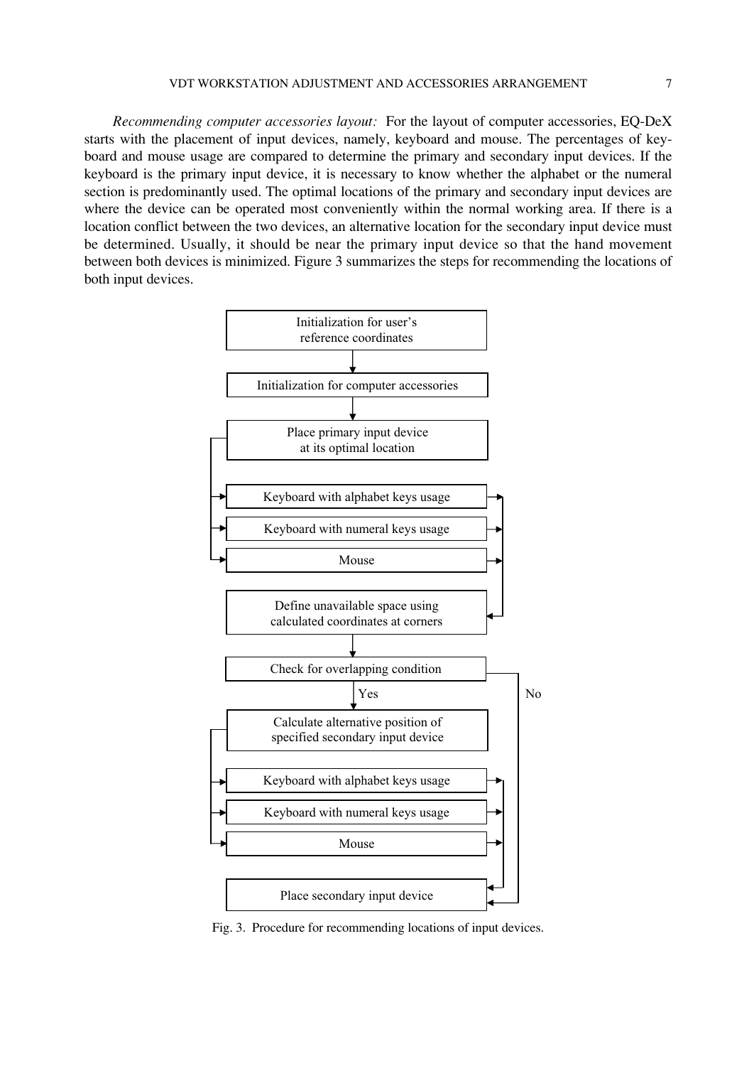*Recommending computer accessories layout:* For the layout of computer accessories, EQ-DeX starts with the placement of input devices, namely, keyboard and mouse. The percentages of keyboard and mouse usage are compared to determine the primary and secondary input devices. If the keyboard is the primary input device, it is necessary to know whether the alphabet or the numeral section is predominantly used. The optimal locations of the primary and secondary input devices are where the device can be operated most conveniently within the normal working area. If there is a location conflict between the two devices, an alternative location for the secondary input device must be determined. Usually, it should be near the primary input device so that the hand movement between both devices is minimized. Figure 3 summarizes the steps for recommending the locations of both input devices.

```
Initialization for user's reference coordinates
        ↓
Initialization for computer accessories
        ↓
Place primary input device at its optimal location
        ├→ Keyboard with alphabet keys usage
        ├→ Keyboard with numeral keys usage
        └→ Mouse
        ↓
Define unavailable space using calculated coordinates at corners
        ↓
Check for overlapping condition
        ├─ Yes ↓
        │   Calculate alternative position of specified secondary input device
        │       ├→ Keyboard with alphabet keys usage
        │       ├→ Keyboard with numeral keys usage
        │       └→ Mouse
        │       ↓
        └─ No → Place secondary input device
```

Fig. 3. Procedure for recommending locations of input devices.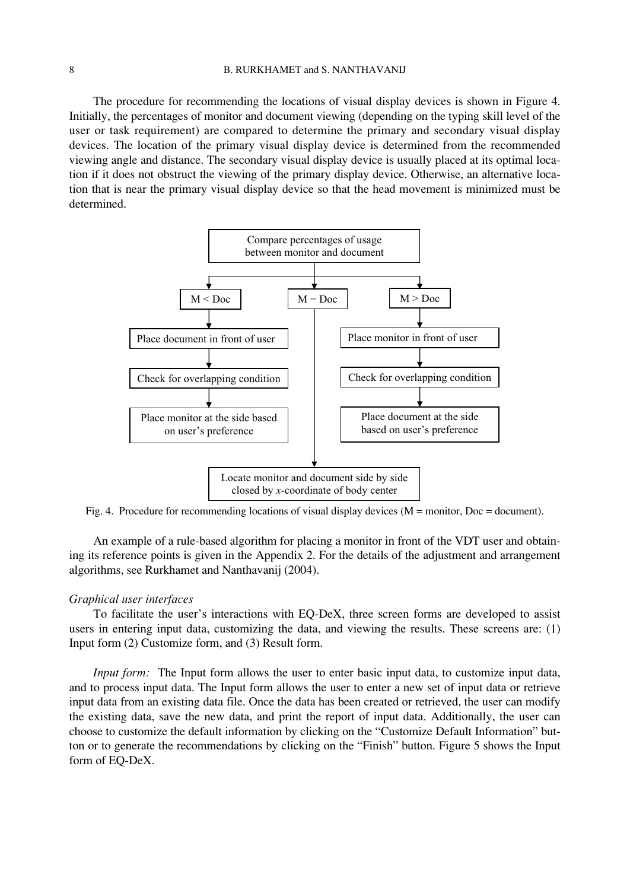The procedure for recommending the locations of visual display devices is shown in Figure 4. Initially, the percentages of monitor and document viewing (depending on the typing skill level of the user or task requirement) are compared to determine the primary and secondary visual display devices. The location of the primary visual display device is determined from the recommended viewing angle and distance. The secondary visual display device is usually placed at its optimal location if it does not obstruct the viewing of the primary display device. Otherwise, an alternative location that is near the primary visual display device so that the head movement is minimized must be determined.

```
                 Compare percentages of usage
                 between monitor and document
                 /            |            \
          M < Doc          M = Doc          M > Doc
             |                |                |
 Place document in           |      Place monitor in
 front of user               |      front of user
             |                |                |
 Check for overlapping       |      Check for overlapping
 condition                   |      condition
             |                |                |
 Place monitor at the side   |      Place document at the side
 based on user's preference  |      based on user's preference
                              |
              Locate monitor and document side by side
              closed by x-coordinate of body center
```

Fig. 4. Procedure for recommending locations of visual display devices (M = monitor, Doc = document).

An example of a rule-based algorithm for placing a monitor in front of the VDT user and obtaining its reference points is given in the Appendix 2. For the details of the adjustment and arrangement algorithms, see Rurkhamet and Nanthavanij (2004).

*Graphical user interfaces*

To facilitate the user's interactions with EQ-DeX, three screen forms are developed to assist users in entering input data, customizing the data, and viewing the results. These screens are: (1) Input form (2) Customize form, and (3) Result form.

*Input form:* The Input form allows the user to enter basic input data, to customize input data, and to process input data. The Input form allows the user to enter a new set of input data or retrieve input data from an existing data file. Once the data has been created or retrieved, the user can modify the existing data, save the new data, and print the report of input data. Additionally, the user can choose to customize the default information by clicking on the "Customize Default Information" button or to generate the recommendations by clicking on the "Finish" button. Figure 5 shows the Input form of EQ-DeX.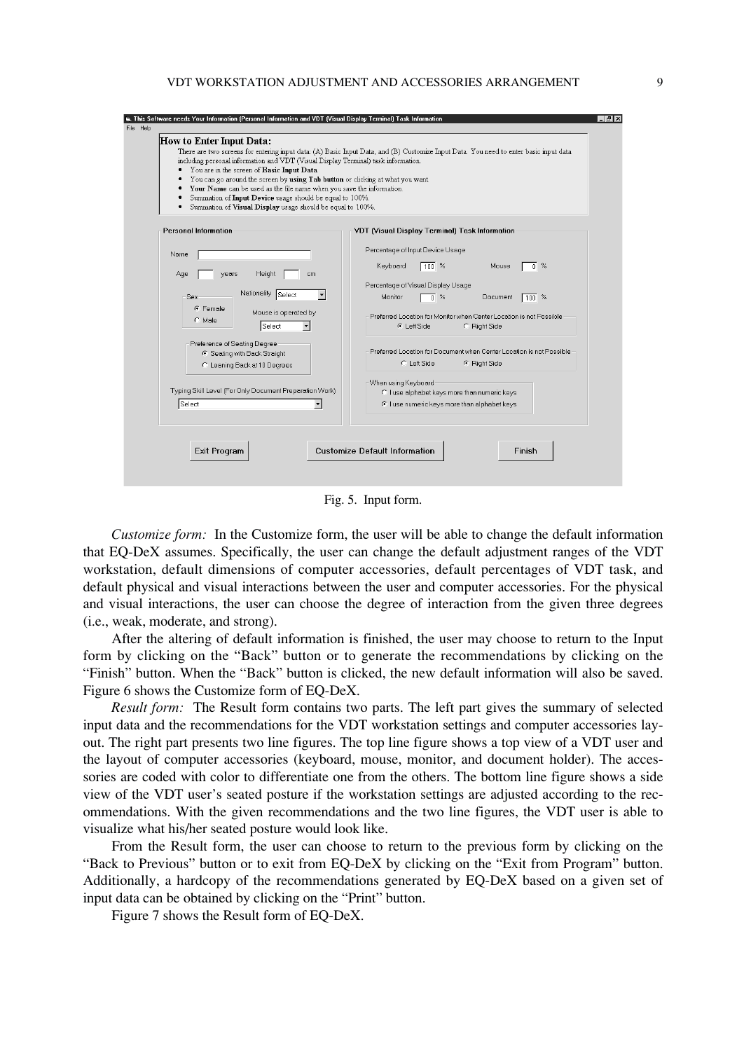Fig. 5. Input form.

*Customize form:* In the Customize form, the user will be able to change the default information that EQ-DeX assumes. Specifically, the user can change the default adjustment ranges of the VDT workstation, default dimensions of computer accessories, default percentages of VDT task, and default physical and visual interactions between the user and computer accessories. For the physical and visual interactions, the user can choose the degree of interaction from the given three degrees (i.e., weak, moderate, and strong).

After the altering of default information is finished, the user may choose to return to the Input form by clicking on the "Back" button or to generate the recommendations by clicking on the "Finish" button. When the "Back" button is clicked, the new default information will also be saved. Figure 6 shows the Customize form of EQ-DeX.

*Result form:* The Result form contains two parts. The left part gives the summary of selected input data and the recommendations for the VDT workstation settings and computer accessories layout. The right part presents two line figures. The top line figure shows a top view of a VDT user and the layout of computer accessories (keyboard, mouse, monitor, and document holder). The accessories are coded with color to differentiate one from the others. The bottom line figure shows a side view of the VDT user's seated posture if the workstation settings are adjusted according to the recommendations. With the given recommendations and the two line figures, the VDT user is able to visualize what his/her seated posture would look like.

From the Result form, the user can choose to return to the previous form by clicking on the "Back to Previous" button or to exit from EQ-DeX by clicking on the "Exit from Program" button. Additionally, a hardcopy of the recommendations generated by EQ-DeX based on a given set of input data can be obtained by clicking on the "Print" button.

Figure 7 shows the Result form of EQ-DeX.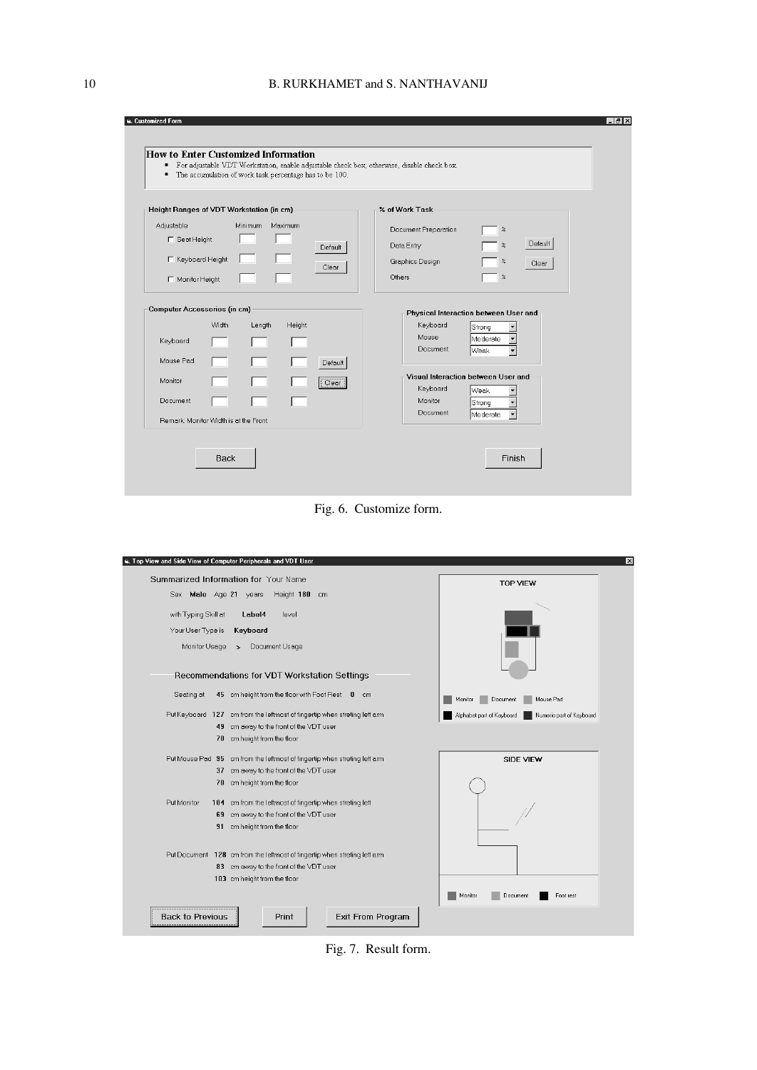Fig. 6. Customize form.

Fig. 7. Result form.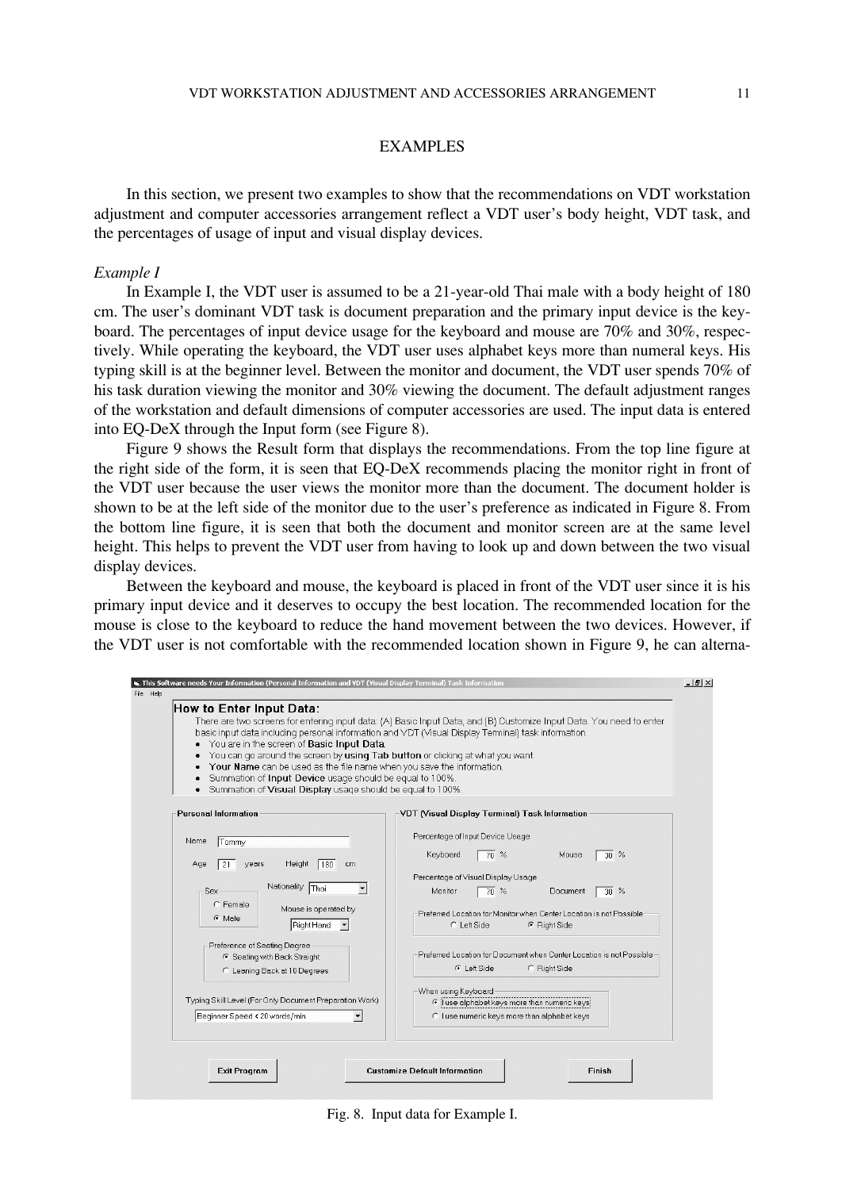## EXAMPLES

In this section, we present two examples to show that the recommendations on VDT workstation adjustment and computer accessories arrangement reflect a VDT user's body height, VDT task, and the percentages of usage of input and visual display devices.

### *Example I*

In Example I, the VDT user is assumed to be a 21-year-old Thai male with a body height of 180 cm. The user's dominant VDT task is document preparation and the primary input device is the keyboard. The percentages of input device usage for the keyboard and mouse are 70% and 30%, respectively. While operating the keyboard, the VDT user uses alphabet keys more than numeral keys. His typing skill is at the beginner level. Between the monitor and document, the VDT user spends 70% of his task duration viewing the monitor and 30% viewing the document. The default adjustment ranges of the workstation and default dimensions of computer accessories are used. The input data is entered into EQ-DeX through the Input form (see Figure 8).

Figure 9 shows the Result form that displays the recommendations. From the top line figure at the right side of the form, it is seen that EQ-DeX recommends placing the monitor right in front of the VDT user because the user views the monitor more than the document. The document holder is shown to be at the left side of the monitor due to the user's preference as indicated in Figure 8. From the bottom line figure, it is seen that both the document and monitor screen are at the same level height. This helps to prevent the VDT user from having to look up and down between the two visual display devices.

Between the keyboard and mouse, the keyboard is placed in front of the VDT user since it is his primary input device and it deserves to occupy the best location. The recommended location for the mouse is close to the keyboard to reduce the hand movement between the two devices. However, if the VDT user is not comfortable with the recommended location shown in Figure 9, he can alterna-

Fig. 8. Input data for Example I.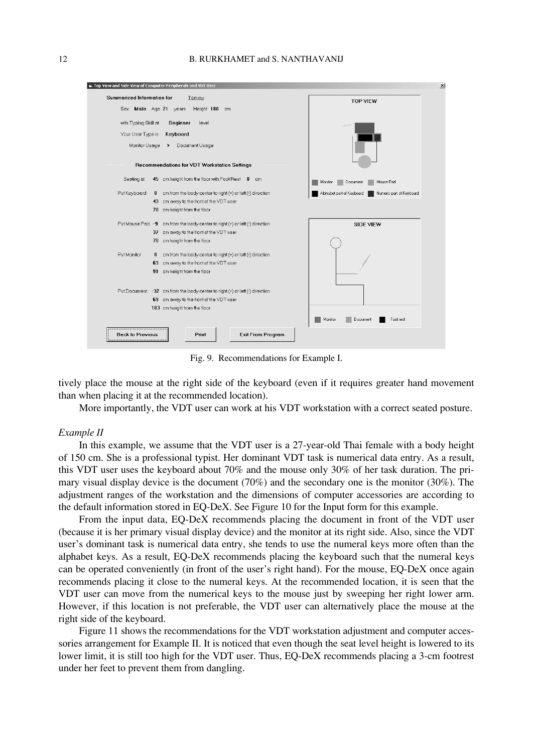Summarized Information for Tommy

Sex Male Age 21 years Height 180 cm

with Typing Skill at Beginner level

Your User Type is Keyboard

Monitor Usage > Document Usage

Recommendations for VDT Workstation Settings

Seating at 45 cm height from the floor with Foot Rest 0 cm

Put Keyboard 0 cm from the body center to right (+) or left (-) direction
43 cm away to the front of the VDT user
70 cm height from the floor

Put Mouse Pad -9 cm from the body center to right (+) or left (-) direction
37 cm away to the front of the VDT user
70 cm height from the floor

Put Monitor 0 cm from the body center to right (+) or left (-) direction
63 cm away to the front of the VDT user
91 cm height from the floor

Put Document -32 cm from the body center to right (+) or left (-) direction
69 cm away to the front of the VDT user
103 cm height from the floor

Fig. 9. Recommendations for Example I.

tively place the mouse at the right side of the keyboard (even if it requires greater hand movement than when placing it at the recommended location).

More importantly, the VDT user can work at his VDT workstation with a correct seated posture.

*Example II*

In this example, we assume that the VDT user is a 27-year-old Thai female with a body height of 150 cm. She is a professional typist. Her dominant VDT task is numerical data entry. As a result, this VDT user uses the keyboard about 70% and the mouse only 30% of her task duration. The primary visual display device is the document (70%) and the secondary one is the monitor (30%). The adjustment ranges of the workstation and the dimensions of computer accessories are according to the default information stored in EQ-DeX. See Figure 10 for the Input form for this example.

From the input data, EQ-DeX recommends placing the document in front of the VDT user (because it is her primary visual display device) and the monitor at its right side. Also, since the VDT user's dominant task is numerical data entry, she tends to use the numeral keys more often than the alphabet keys. As a result, EQ-DeX recommends placing the keyboard such that the numeral keys can be operated conveniently (in front of the user's right hand). For the mouse, EQ-DeX once again recommends placing it close to the numeral keys. At the recommended location, it is seen that the VDT user can move from the numerical keys to the mouse just by sweeping her right lower arm. However, if this location is not preferable, the VDT user can alternatively place the mouse at the right side of the keyboard.

Figure 11 shows the recommendations for the VDT workstation adjustment and computer accessories arrangement for Example II. It is noticed that even though the seat level height is lowered to its lower limit, it is still too high for the VDT user. Thus, EQ-DeX recommends placing a 3-cm footrest under her feet to prevent them from dangling.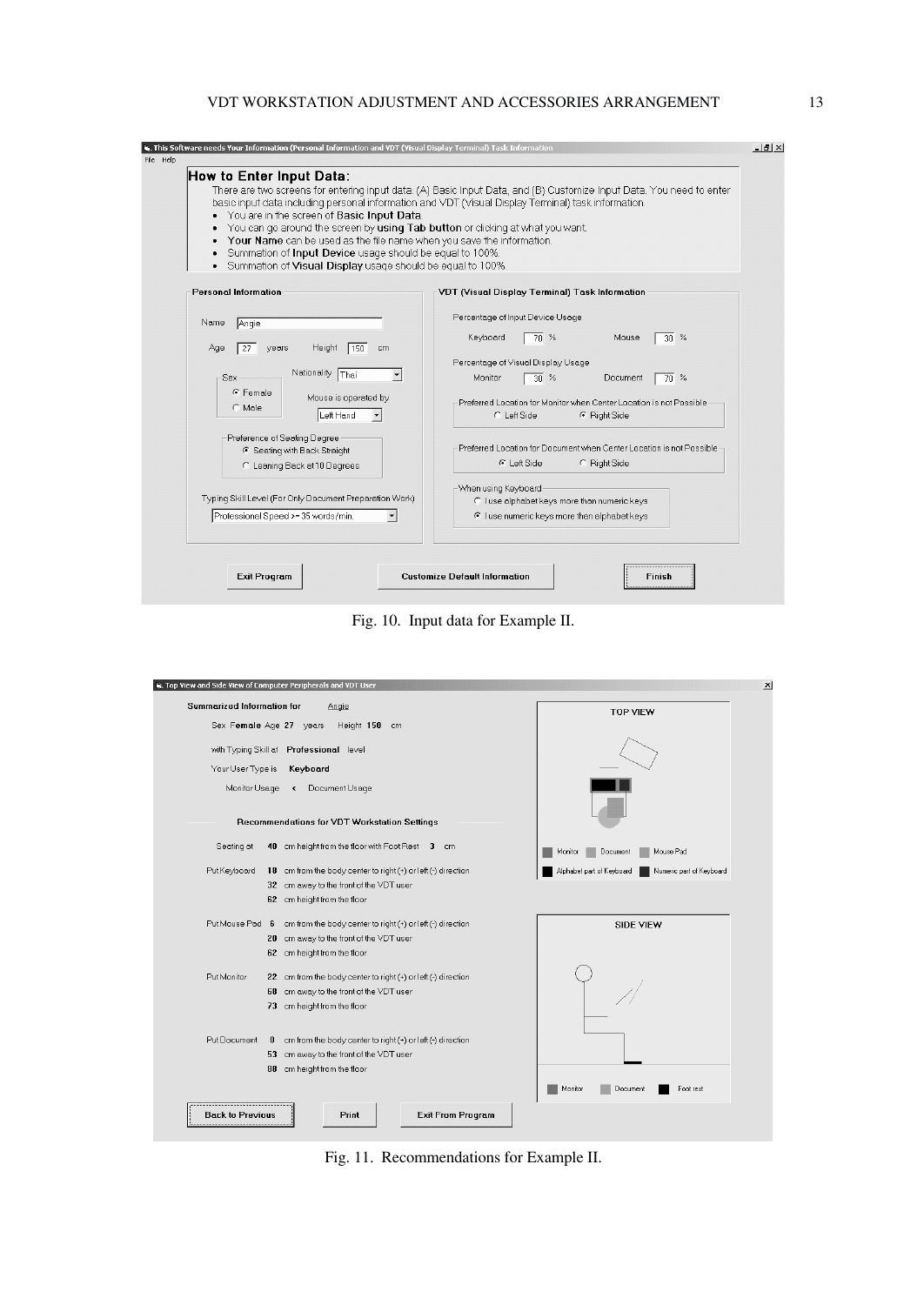**This Software needs Your Information (Personal Information and VDT (Visual Display Terminal) Task Information**

File Help

## How to Enter Input Data:

There are two screens for entering input data: (A) Basic Input Data, and (B) Customize Input Data. You need to enter basic input data including personal information and VDT (Visual Display Terminal) task information.

- You are in the screen of **Basic Input Data**.
- You can go around the screen by **using Tab button** or clicking at what you want.
- **Your Name** can be used as the file name when you save the information.
- Summation of **Input Device** usage should be equal to 100%.
- Summation of **Visual Display** usage should be equal to 100%.

**Personal Information**

Name: Angie

Age: 27 years Height: 150 cm

Sex: (•) Female ( ) Male

Nationality: Thai

Mouse is operated by: Left Hand

Preference of Seating Degree:
(•) Seating with Back Straight
( ) Leaning Back at 10 Degrees

Typing Skill Level (For Only Document Preparation Work): Professional Speed >= 35 words/min.

**VDT (Visual Display Terminal) Task Information**

Percentage of Input Device Usage: Keyboard 70 % Mouse 30 %

Percentage of Visual Display Usage: Monitor 30 % Document 70 %

Preferred Location for Monitor when Center Location is not Possible: ( ) Left Side (•) Right Side

Preferred Location for Document when Center Location is not Possible: (•) Left Side ( ) Right Side

When using Keyboard:
( ) I use alphabet keys more than numeric keys
(•) I use numeric keys more than alphabet keys

Exit Program | Customize Default Information | Finish

Fig. 10. Input data for Example II.

**Top View and Side View of Computer Peripherals and VDT User**

Summarized Information for Angie

Sex **Female** Age **27** years Height **150** cm

with Typing Skill at **Professional** level

Your User Type is **Keyboard**

Monitor Usage < Document Usage

**Recommendations for VDT Workstation Settings**

Seating at **40** cm height from the floor with Foot Rest **3** cm

Put Keyboard **18** cm from the body center to right (+) or left (-) direction
**32** cm away to the front of the VDT user
**62** cm height from the floor

Put Mouse Pad **6** cm from the body center to right (+) or left (-) direction
**20** cm away to the front of the VDT user
**62** cm height from the floor

Put Monitor **22** cm from the body center to right (+) or left (-) direction
**68** cm away to the front of the VDT user
**73** cm height from the floor

Put Document **0** cm from the body center to right (+) or left (-) direction
**53** cm away to the front of the VDT user
**80** cm height from the floor

TOP VIEW — Monitor, Document, Mouse Pad, Alphabet part of Keyboard, Numeric part of Keyboard

SIDE VIEW — Monitor, Document, Foot rest

Back to Previous | Print | Exit From Program

Fig. 11. Recommendations for Example II.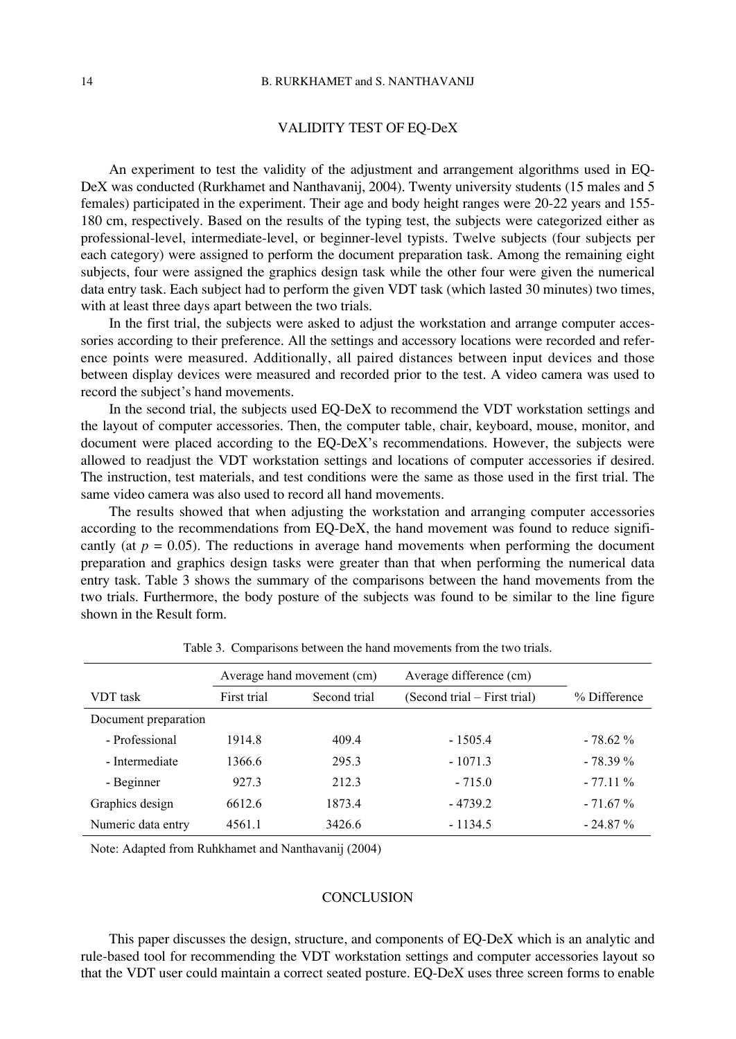## VALIDITY TEST OF EQ-DeX

An experiment to test the validity of the adjustment and arrangement algorithms used in EQ-DeX was conducted (Rurkhamet and Nanthavanij, 2004). Twenty university students (15 males and 5 females) participated in the experiment. Their age and body height ranges were 20-22 years and 155-180 cm, respectively. Based on the results of the typing test, the subjects were categorized either as professional-level, intermediate-level, or beginner-level typists. Twelve subjects (four subjects per each category) were assigned to perform the document preparation task. Among the remaining eight subjects, four were assigned the graphics design task while the other four were given the numerical data entry task. Each subject had to perform the given VDT task (which lasted 30 minutes) two times, with at least three days apart between the two trials.

In the first trial, the subjects were asked to adjust the workstation and arrange computer accessories according to their preference. All the settings and accessory locations were recorded and reference points were measured. Additionally, all paired distances between input devices and those between display devices were measured and recorded prior to the test. A video camera was used to record the subject's hand movements.

In the second trial, the subjects used EQ-DeX to recommend the VDT workstation settings and the layout of computer accessories. Then, the computer table, chair, keyboard, mouse, monitor, and document were placed according to the EQ-DeX's recommendations. However, the subjects were allowed to readjust the VDT workstation settings and locations of computer accessories if desired. The instruction, test materials, and test conditions were the same as those used in the first trial. The same video camera was also used to record all hand movements.

The results showed that when adjusting the workstation and arranging computer accessories according to the recommendations from EQ-DeX, the hand movement was found to reduce significantly (at $p = 0.05$). The reductions in average hand movements when performing the document preparation and graphics design tasks were greater than that when performing the numerical data entry task. Table 3 shows the summary of the comparisons between the hand movements from the two trials. Furthermore, the body posture of the subjects was found to be similar to the line figure shown in the Result form.

Table 3. Comparisons between the hand movements from the two trials.

| VDT task | Average hand movement (cm) | | Average difference (cm) | % Difference |
|---|---|---|---|---|
| | First trial | Second trial | (Second trial – First trial) | |
| Document preparation | | | | |
| - Professional | 1914.8 | 409.4 | - 1505.4 | - 78.62 % |
| - Intermediate | 1366.6 | 295.3 | - 1071.3 | - 78.39 % |
| - Beginner | 927.3 | 212.3 | - 715.0 | - 77.11 % |
| Graphics design | 6612.6 | 1873.4 | - 4739.2 | - 71.67 % |
| Numeric data entry | 4561.1 | 3426.6 | - 1134.5 | - 24.87 % |

Note: Adapted from Ruhkhamet and Nanthavanij (2004)

## CONCLUSION

This paper discusses the design, structure, and components of EQ-DeX which is an analytic and rule-based tool for recommending the VDT workstation settings and computer accessories layout so that the VDT user could maintain a correct seated posture. EQ-DeX uses three screen forms to enable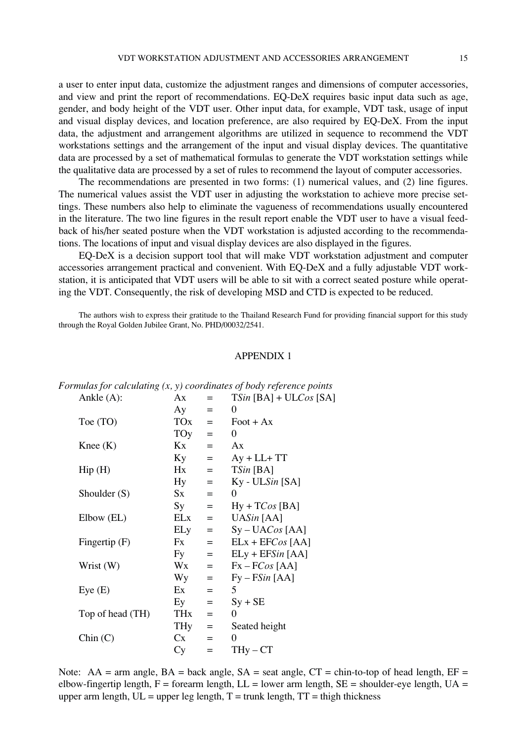a user to enter input data, customize the adjustment ranges and dimensions of computer accessories, and view and print the report of recommendations. EQ-DeX requires basic input data such as age, gender, and body height of the VDT user. Other input data, for example, VDT task, usage of input and visual display devices, and location preference, are also required by EQ-DeX. From the input data, the adjustment and arrangement algorithms are utilized in sequence to recommend the VDT workstations settings and the arrangement of the input and visual display devices. The quantitative data are processed by a set of mathematical formulas to generate the VDT workstation settings while the qualitative data are processed by a set of rules to recommend the layout of computer accessories.

The recommendations are presented in two forms: (1) numerical values, and (2) line figures. The numerical values assist the VDT user in adjusting the workstation to achieve more precise settings. These numbers also help to eliminate the vagueness of recommendations usually encountered in the literature. The two line figures in the result report enable the VDT user to have a visual feedback of his/her seated posture when the VDT workstation is adjusted according to the recommendations. The locations of input and visual display devices are also displayed in the figures.

EQ-DeX is a decision support tool that will make VDT workstation adjustment and computer accessories arrangement practical and convenient. With EQ-DeX and a fully adjustable VDT workstation, it is anticipated that VDT users will be able to sit with a correct seated posture while operating the VDT. Consequently, the risk of developing MSD and CTD is expected to be reduced.

The authors wish to express their gratitude to the Thailand Research Fund for providing financial support for this study through the Royal Golden Jubilee Grant, No. PHD/00032/2541.

## APPENDIX 1

*Formulas for calculating (x, y) coordinates of body reference points*

| | | | |
|---|---|---|---|
| Ankle (A): | Ax | = | T*Sin* [BA] + UL*Cos* [SA] |
| | Ay | = | 0 |
| Toe (TO) | TOx | = | Foot + Ax |
| | TOy | = | 0 |
| Knee (K) | Kx | = | Ax |
| | Ky | = | Ay + LL+ TT |
| Hip (H) | Hx | = | T*Sin* [BA] |
| | Hy | = | Ky - UL*Sin* [SA] |
| Shoulder (S) | Sx | = | 0 |
| | Sy | = | Hy + T*Cos* [BA] |
| Elbow (EL) | ELx | = | UA*Sin* [AA] |
| | ELy | = | Sy – UA*Cos* [AA] |
| Fingertip (F) | Fx | = | ELx + EF*Cos* [AA] |
| | Fy | = | ELy + EF*Sin* [AA] |
| Wrist (W) | Wx | = | Fx – F*Cos* [AA] |
| | Wy | = | Fy – F*Sin* [AA] |
| Eye (E) | Ex | = | 5 |
| | Ey | = | Sy + SE |
| Top of head (TH) | THx | = | 0 |
| | THy | = | Seated height |
| Chin (C) | Cx | = | 0 |
| | Cy | = | THy – CT |

Note: AA = arm angle, BA = back angle, SA = seat angle, CT = chin-to-top of head length, EF = elbow-fingertip length, F = forearm length, LL = lower arm length, SE = shoulder-eye length, UA = upper arm length, UL = upper leg length, T = trunk length, TT = thigh thickness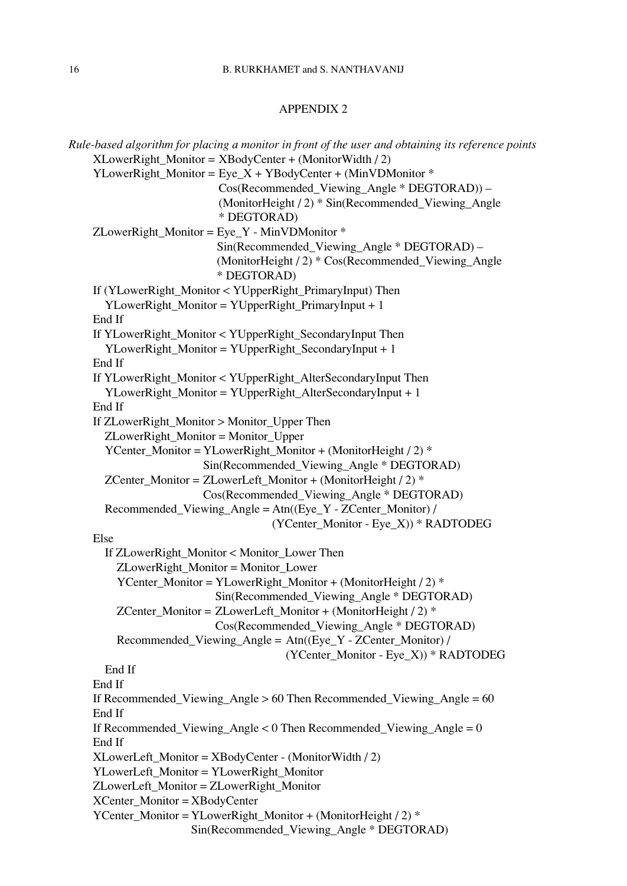## APPENDIX 2

*Rule-based algorithm for placing a monitor in front of the user and obtaining its reference points*

```
XLowerRight_Monitor = XBodyCenter + (MonitorWidth / 2)
YLowerRight_Monitor = Eye_X + YBodyCenter + (MinVDMonitor *
                      Cos(Recommended_Viewing_Angle * DEGTORAD)) –
                      (MonitorHeight / 2) * Sin(Recommended_Viewing_Angle
                      * DEGTORAD)
ZLowerRight_Monitor = Eye_Y - MinVDMonitor *
                      Sin(Recommended_Viewing_Angle * DEGTORAD) –
                      (MonitorHeight / 2) * Cos(Recommended_Viewing_Angle
                      * DEGTORAD)
If (YLowerRight_Monitor < YUpperRight_PrimaryInput) Then
   YLowerRight_Monitor = YUpperRight_PrimaryInput + 1
End If
If YLowerRight_Monitor < YUpperRight_SecondaryInput Then
   YLowerRight_Monitor = YUpperRight_SecondaryInput + 1
End If
If YLowerRight_Monitor < YUpperRight_AlterSecondaryInput Then
   YLowerRight_Monitor = YUpperRight_AlterSecondaryInput + 1
End If
If ZLowerRight_Monitor > Monitor_Upper Then
   ZLowerRight_Monitor = Monitor_Upper
   YCenter_Monitor = YLowerRight_Monitor + (MonitorHeight / 2) *
                     Sin(Recommended_Viewing_Angle * DEGTORAD)
   ZCenter_Monitor = ZLowerLeft_Monitor + (MonitorHeight / 2) *
                     Cos(Recommended_Viewing_Angle * DEGTORAD)
   Recommended_Viewing_Angle = Atn((Eye_Y - ZCenter_Monitor) /
                               (YCenter_Monitor - Eye_X)) * RADTODEG
Else
   If ZLowerRight_Monitor < Monitor_Lower Then
      ZLowerRight_Monitor = Monitor_Lower
      YCenter_Monitor = YLowerRight_Monitor + (MonitorHeight / 2) *
                        Sin(Recommended_Viewing_Angle * DEGTORAD)
      ZCenter_Monitor = ZLowerLeft_Monitor + (MonitorHeight / 2) *
                        Cos(Recommended_Viewing_Angle * DEGTORAD)
      Recommended_Viewing_Angle = Atn((Eye_Y - ZCenter_Monitor) /
                                  (YCenter_Monitor - Eye_X)) * RADTODEG
   End If
End If
If Recommended_Viewing_Angle > 60 Then Recommended_Viewing_Angle = 60
End If
If Recommended_Viewing_Angle < 0 Then Recommended_Viewing_Angle = 0
End If
XLowerLeft_Monitor = XBodyCenter - (MonitorWidth / 2)
YLowerLeft_Monitor = YLowerRight_Monitor
ZLowerLeft_Monitor = ZLowerRight_Monitor
XCenter_Monitor = XBodyCenter
YCenter_Monitor = YLowerRight_Monitor + (MonitorHeight / 2) *
                  Sin(Recommended_Viewing_Angle * DEGTORAD)
```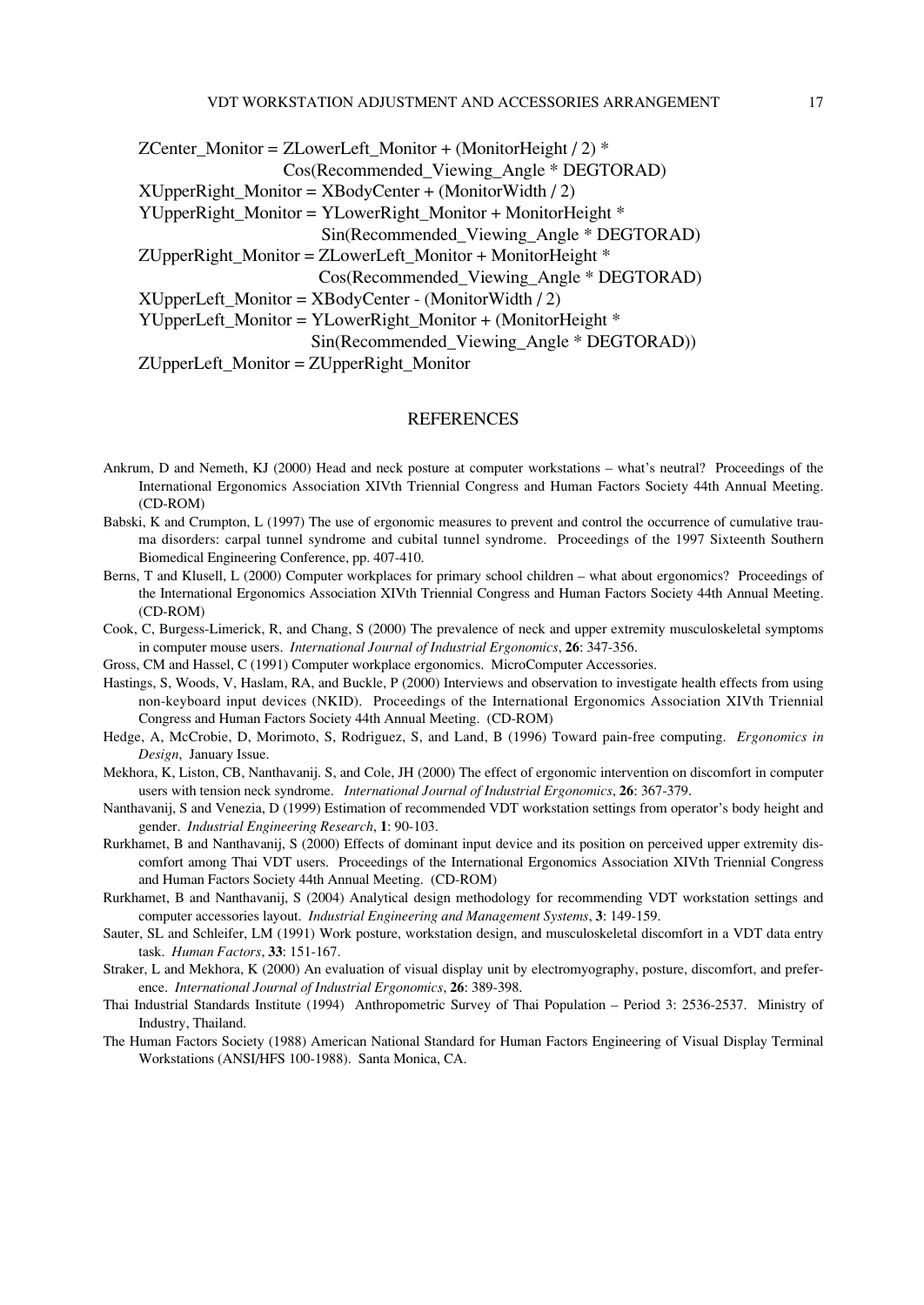ZCenter_Monitor = ZLowerLeft_Monitor + (MonitorHeight / 2) * Cos(Recommended_Viewing_Angle * DEGTORAD)

XUpperRight_Monitor = XBodyCenter + (MonitorWidth / 2)

YUpperRight_Monitor = YLowerRight_Monitor + MonitorHeight * Sin(Recommended_Viewing_Angle * DEGTORAD)

ZUpperRight_Monitor = ZLowerLeft_Monitor + MonitorHeight * Cos(Recommended_Viewing_Angle * DEGTORAD)

XUpperLeft_Monitor = XBodyCenter - (MonitorWidth / 2)

YUpperLeft_Monitor = YLowerRight_Monitor + (MonitorHeight * Sin(Recommended_Viewing_Angle * DEGTORAD))

ZUpperLeft_Monitor = ZUpperRight_Monitor

## REFERENCES

Ankrum, D and Nemeth, KJ (2000) Head and neck posture at computer workstations – what's neutral? Proceedings of the International Ergonomics Association XIVth Triennial Congress and Human Factors Society 44th Annual Meeting. (CD-ROM)

Babski, K and Crumpton, L (1997) The use of ergonomic measures to prevent and control the occurrence of cumulative trauma disorders: carpal tunnel syndrome and cubital tunnel syndrome. Proceedings of the 1997 Sixteenth Southern Biomedical Engineering Conference, pp. 407-410.

Berns, T and Klusell, L (2000) Computer workplaces for primary school children – what about ergonomics? Proceedings of the International Ergonomics Association XIVth Triennial Congress and Human Factors Society 44th Annual Meeting. (CD-ROM)

Cook, C, Burgess-Limerick, R, and Chang, S (2000) The prevalence of neck and upper extremity musculoskeletal symptoms in computer mouse users. *International Journal of Industrial Ergonomics*, **26**: 347-356.

Gross, CM and Hassel, C (1991) Computer workplace ergonomics. MicroComputer Accessories.

Hastings, S, Woods, V, Haslam, RA, and Buckle, P (2000) Interviews and observation to investigate health effects from using non-keyboard input devices (NKID). Proceedings of the International Ergonomics Association XIVth Triennial Congress and Human Factors Society 44th Annual Meeting. (CD-ROM)

Hedge, A, McCrobie, D, Morimoto, S, Rodriguez, S, and Land, B (1996) Toward pain-free computing. *Ergonomics in Design*, January Issue.

Mekhora, K, Liston, CB, Nanthavanij. S, and Cole, JH (2000) The effect of ergonomic intervention on discomfort in computer users with tension neck syndrome. *International Journal of Industrial Ergonomics*, **26**: 367-379.

Nanthavanij, S and Venezia, D (1999) Estimation of recommended VDT workstation settings from operator's body height and gender. *Industrial Engineering Research*, **1**: 90-103.

Rurkhamet, B and Nanthavanij, S (2000) Effects of dominant input device and its position on perceived upper extremity discomfort among Thai VDT users. Proceedings of the International Ergonomics Association XIVth Triennial Congress and Human Factors Society 44th Annual Meeting. (CD-ROM)

Rurkhamet, B and Nanthavanij, S (2004) Analytical design methodology for recommending VDT workstation settings and computer accessories layout. *Industrial Engineering and Management Systems*, **3**: 149-159.

Sauter, SL and Schleifer, LM (1991) Work posture, workstation design, and musculoskeletal discomfort in a VDT data entry task. *Human Factors*, **33**: 151-167.

Straker, L and Mekhora, K (2000) An evaluation of visual display unit by electromyography, posture, discomfort, and preference. *International Journal of Industrial Ergonomics*, **26**: 389-398.

Thai Industrial Standards Institute (1994) Anthropometric Survey of Thai Population – Period 3: 2536-2537. Ministry of Industry, Thailand.

The Human Factors Society (1988) American National Standard for Human Factors Engineering of Visual Display Terminal Workstations (ANSI/HFS 100-1988). Santa Monica, CA.